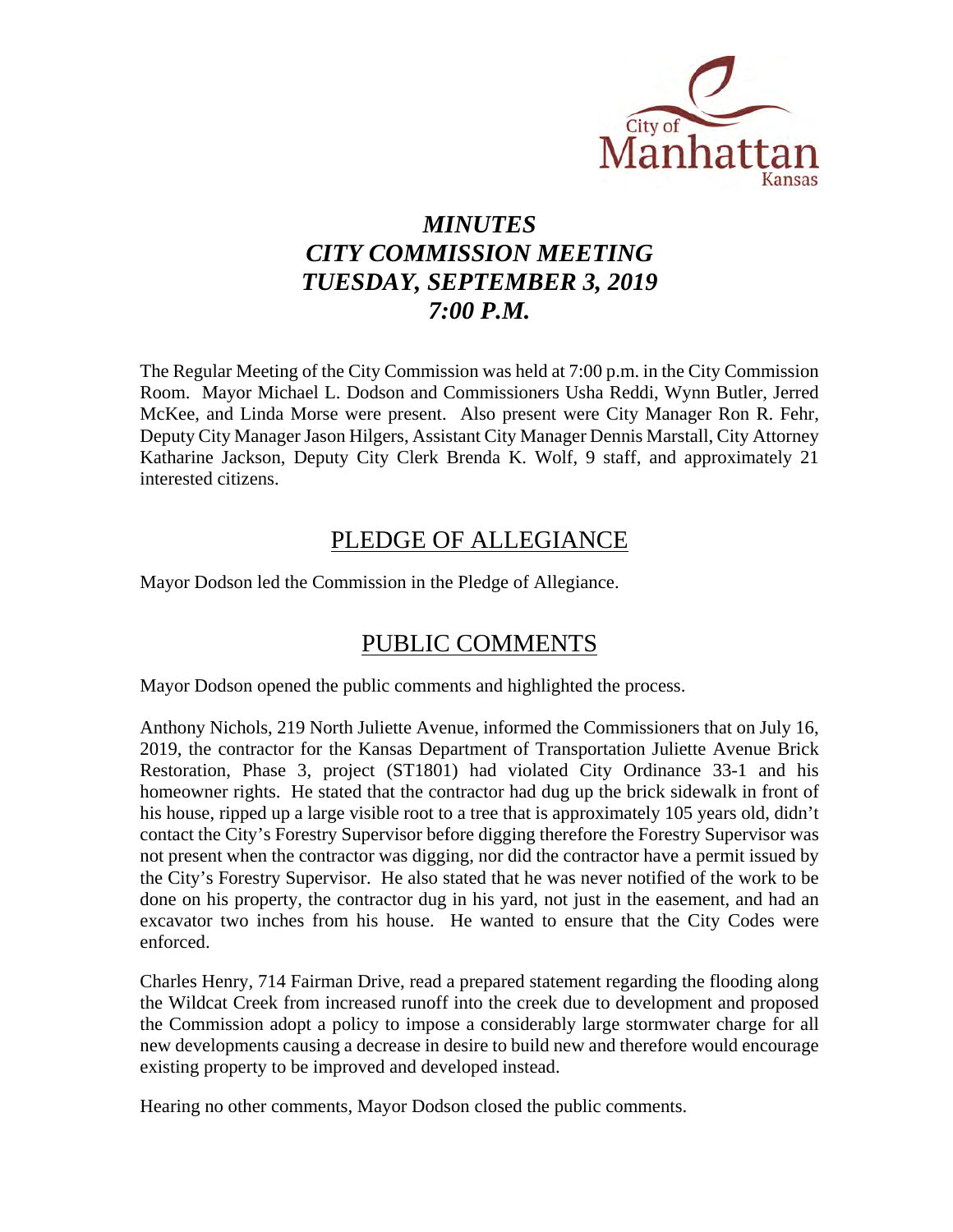City of Manhattan Kansas

# *MINUTES*
# *CITY COMMISSION MEETING*
# *TUESDAY, SEPTEMBER 3, 2019*
# *7:00 P.M.*

The Regular Meeting of the City Commission was held at 7:00 p.m. in the City Commission Room. Mayor Michael L. Dodson and Commissioners Usha Reddi, Wynn Butler, Jerred McKee, and Linda Morse were present. Also present were City Manager Ron R. Fehr, Deputy City Manager Jason Hilgers, Assistant City Manager Dennis Marstall, City Attorney Katharine Jackson, Deputy City Clerk Brenda K. Wolf, 9 staff, and approximately 21 interested citizens.

## PLEDGE OF ALLEGIANCE

Mayor Dodson led the Commission in the Pledge of Allegiance.

## PUBLIC COMMENTS

Mayor Dodson opened the public comments and highlighted the process.

Anthony Nichols, 219 North Juliette Avenue, informed the Commissioners that on July 16, 2019, the contractor for the Kansas Department of Transportation Juliette Avenue Brick Restoration, Phase 3, project (ST1801) had violated City Ordinance 33-1 and his homeowner rights. He stated that the contractor had dug up the brick sidewalk in front of his house, ripped up a large visible root to a tree that is approximately 105 years old, didn't contact the City's Forestry Supervisor before digging therefore the Forestry Supervisor was not present when the contractor was digging, nor did the contractor have a permit issued by the City's Forestry Supervisor. He also stated that he was never notified of the work to be done on his property, the contractor dug in his yard, not just in the easement, and had an excavator two inches from his house. He wanted to ensure that the City Codes were enforced.

Charles Henry, 714 Fairman Drive, read a prepared statement regarding the flooding along the Wildcat Creek from increased runoff into the creek due to development and proposed the Commission adopt a policy to impose a considerably large stormwater charge for all new developments causing a decrease in desire to build new and therefore would encourage existing property to be improved and developed instead.

Hearing no other comments, Mayor Dodson closed the public comments.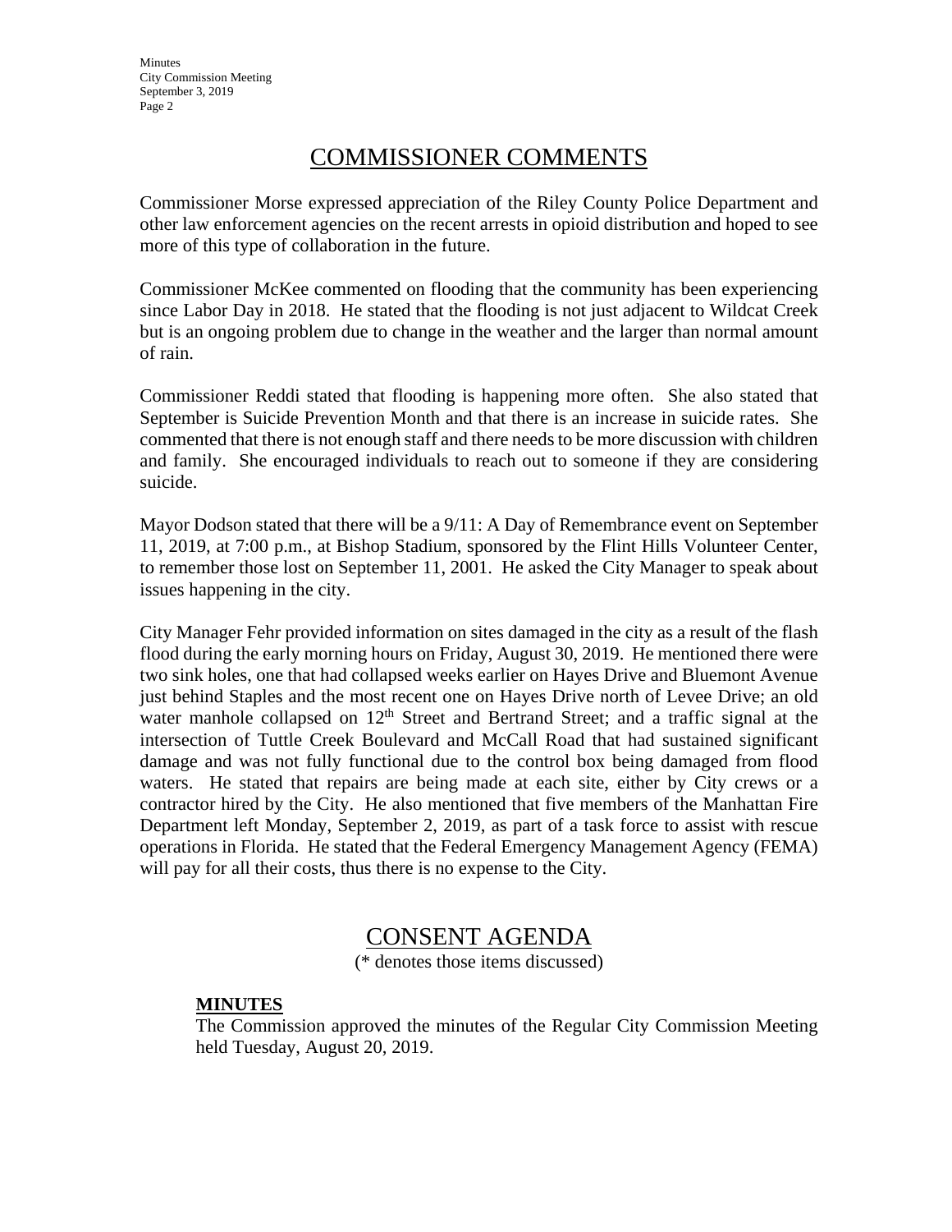## COMMISSIONER COMMENTS

Commissioner Morse expressed appreciation of the Riley County Police Department and other law enforcement agencies on the recent arrests in opioid distribution and hoped to see more of this type of collaboration in the future.

Commissioner McKee commented on flooding that the community has been experiencing since Labor Day in 2018. He stated that the flooding is not just adjacent to Wildcat Creek but is an ongoing problem due to change in the weather and the larger than normal amount of rain.

Commissioner Reddi stated that flooding is happening more often. She also stated that September is Suicide Prevention Month and that there is an increase in suicide rates. She commented that there is not enough staff and there needs to be more discussion with children and family. She encouraged individuals to reach out to someone if they are considering suicide.

Mayor Dodson stated that there will be a 9/11: A Day of Remembrance event on September 11, 2019, at 7:00 p.m., at Bishop Stadium, sponsored by the Flint Hills Volunteer Center, to remember those lost on September 11, 2001. He asked the City Manager to speak about issues happening in the city.

City Manager Fehr provided information on sites damaged in the city as a result of the flash flood during the early morning hours on Friday, August 30, 2019. He mentioned there were two sink holes, one that had collapsed weeks earlier on Hayes Drive and Bluemont Avenue just behind Staples and the most recent one on Hayes Drive north of Levee Drive; an old water manhole collapsed on 12th Street and Bertrand Street; and a traffic signal at the intersection of Tuttle Creek Boulevard and McCall Road that had sustained significant damage and was not fully functional due to the control box being damaged from flood waters. He stated that repairs are being made at each site, either by City crews or a contractor hired by the City. He also mentioned that five members of the Manhattan Fire Department left Monday, September 2, 2019, as part of a task force to assist with rescue operations in Florida. He stated that the Federal Emergency Management Agency (FEMA) will pay for all their costs, thus there is no expense to the City.

## CONSENT AGENDA

(* denotes those items discussed)

**MINUTES**

The Commission approved the minutes of the Regular City Commission Meeting held Tuesday, August 20, 2019.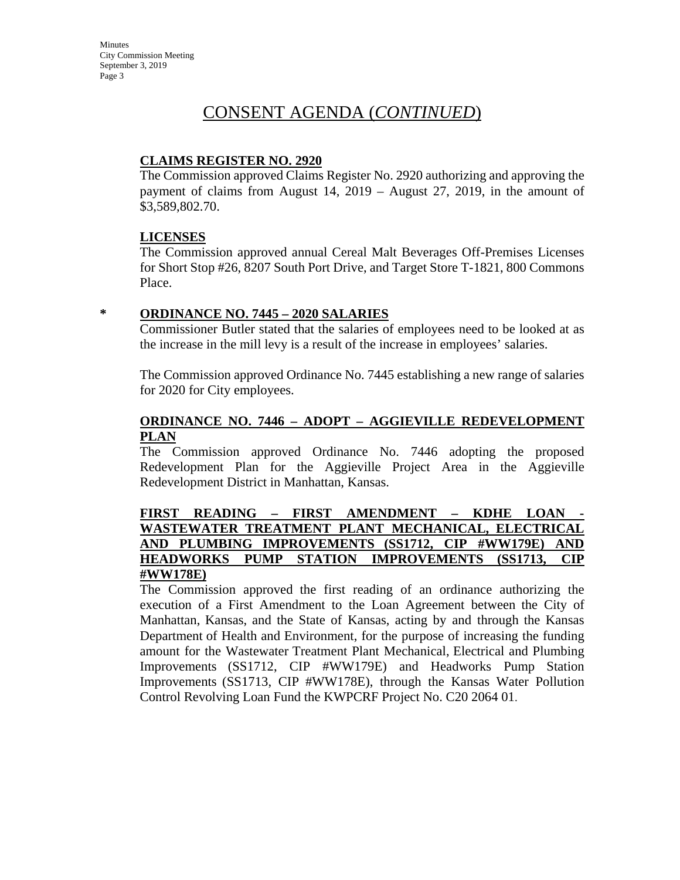# CONSENT AGENDA (*CONTINUED*)

**CLAIMS REGISTER NO. 2920**

The Commission approved Claims Register No. 2920 authorizing and approving the payment of claims from August 14, 2019 – August 27, 2019, in the amount of $3,589,802.70.

**LICENSES**

The Commission approved annual Cereal Malt Beverages Off-Premises Licenses for Short Stop #26, 8207 South Port Drive, and Target Store T-1821, 800 Commons Place.

\* **ORDINANCE NO. 7445 – 2020 SALARIES**

Commissioner Butler stated that the salaries of employees need to be looked at as the increase in the mill levy is a result of the increase in employees' salaries.

The Commission approved Ordinance No. 7445 establishing a new range of salaries for 2020 for City employees.

**ORDINANCE NO. 7446 – ADOPT – AGGIEVILLE REDEVELOPMENT PLAN**

The Commission approved Ordinance No. 7446 adopting the proposed Redevelopment Plan for the Aggieville Project Area in the Aggieville Redevelopment District in Manhattan, Kansas.

**FIRST READING – FIRST AMENDMENT – KDHE LOAN - WASTEWATER TREATMENT PLANT MECHANICAL, ELECTRICAL AND PLUMBING IMPROVEMENTS (SS1712, CIP #WW179E) AND HEADWORKS PUMP STATION IMPROVEMENTS (SS1713, CIP #WW178E)**

The Commission approved the first reading of an ordinance authorizing the execution of a First Amendment to the Loan Agreement between the City of Manhattan, Kansas, and the State of Kansas, acting by and through the Kansas Department of Health and Environment, for the purpose of increasing the funding amount for the Wastewater Treatment Plant Mechanical, Electrical and Plumbing Improvements (SS1712, CIP #WW179E) and Headworks Pump Station Improvements (SS1713, CIP #WW178E), through the Kansas Water Pollution Control Revolving Loan Fund the KWPCRF Project No. C20 2064 01.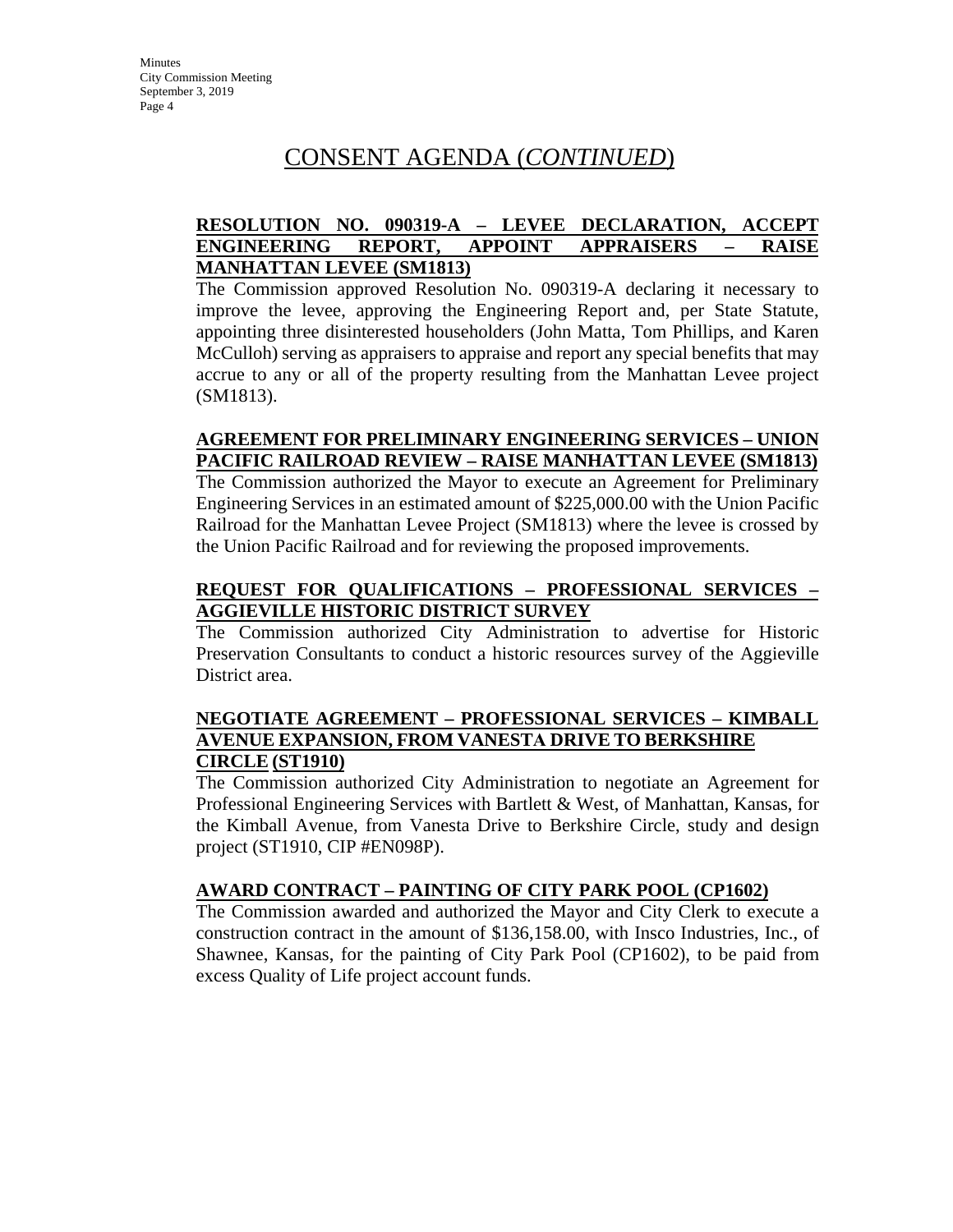# CONSENT AGENDA (*CONTINUED*)

**RESOLUTION NO. 090319-A – LEVEE DECLARATION, ACCEPT ENGINEERING REPORT, APPOINT APPRAISERS – RAISE MANHATTAN LEVEE (SM1813)**

The Commission approved Resolution No. 090319-A declaring it necessary to improve the levee, approving the Engineering Report and, per State Statute, appointing three disinterested householders (John Matta, Tom Phillips, and Karen McCulloh) serving as appraisers to appraise and report any special benefits that may accrue to any or all of the property resulting from the Manhattan Levee project (SM1813).

**AGREEMENT FOR PRELIMINARY ENGINEERING SERVICES – UNION PACIFIC RAILROAD REVIEW – RAISE MANHATTAN LEVEE (SM1813)**

The Commission authorized the Mayor to execute an Agreement for Preliminary Engineering Services in an estimated amount of $225,000.00 with the Union Pacific Railroad for the Manhattan Levee Project (SM1813) where the levee is crossed by the Union Pacific Railroad and for reviewing the proposed improvements.

**REQUEST FOR QUALIFICATIONS – PROFESSIONAL SERVICES – AGGIEVILLE HISTORIC DISTRICT SURVEY**

The Commission authorized City Administration to advertise for Historic Preservation Consultants to conduct a historic resources survey of the Aggieville District area.

**NEGOTIATE AGREEMENT – PROFESSIONAL SERVICES – KIMBALL AVENUE EXPANSION, FROM VANESTA DRIVE TO BERKSHIRE CIRCLE (ST1910)**

The Commission authorized City Administration to negotiate an Agreement for Professional Engineering Services with Bartlett & West, of Manhattan, Kansas, for the Kimball Avenue, from Vanesta Drive to Berkshire Circle, study and design project (ST1910, CIP #EN098P).

**AWARD CONTRACT – PAINTING OF CITY PARK POOL (CP1602)**

The Commission awarded and authorized the Mayor and City Clerk to execute a construction contract in the amount of $136,158.00, with Insco Industries, Inc., of Shawnee, Kansas, for the painting of City Park Pool (CP1602), to be paid from excess Quality of Life project account funds.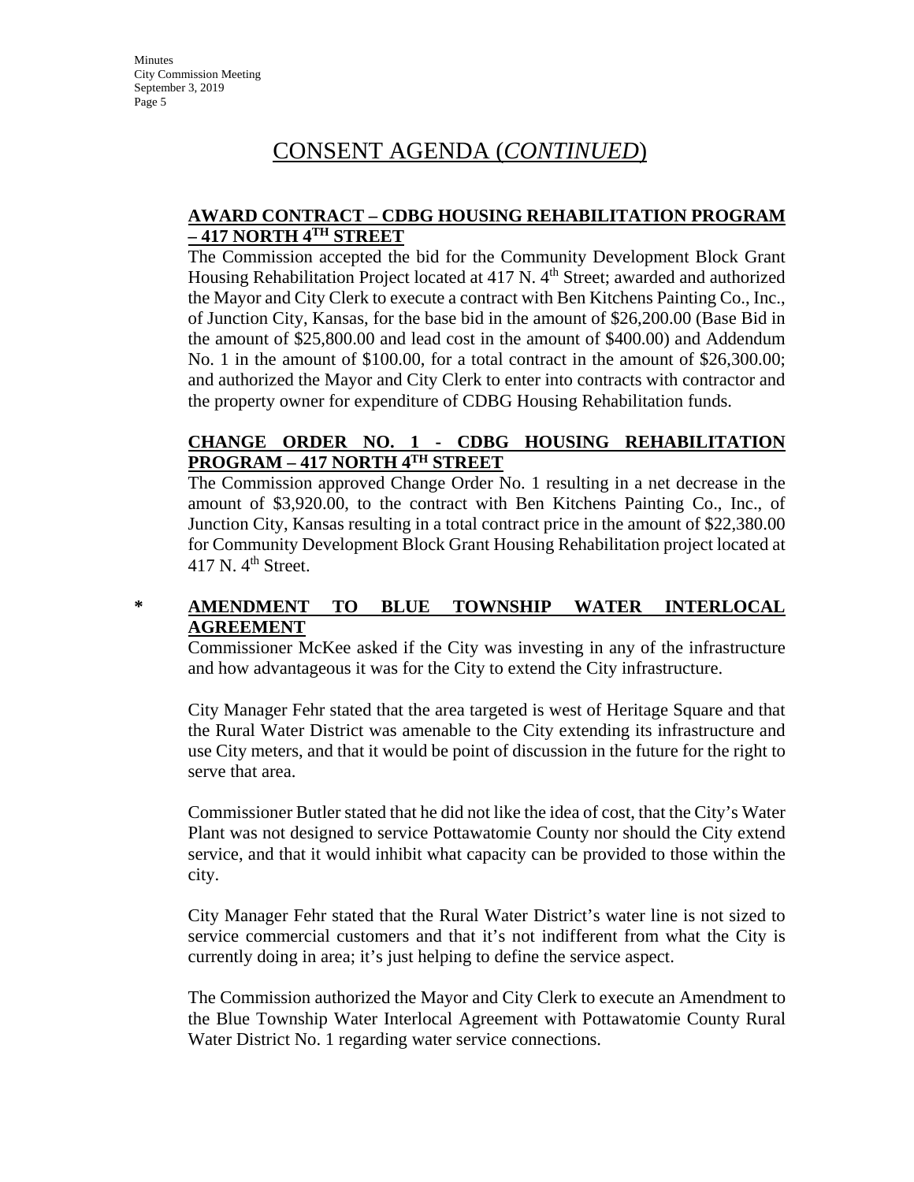# CONSENT AGENDA (*CONTINUED*)

**AWARD CONTRACT – CDBG HOUSING REHABILITATION PROGRAM – 417 NORTH 4TH STREET**

The Commission accepted the bid for the Community Development Block Grant Housing Rehabilitation Project located at 417 N. 4th Street; awarded and authorized the Mayor and City Clerk to execute a contract with Ben Kitchens Painting Co., Inc., of Junction City, Kansas, for the base bid in the amount of $26,200.00 (Base Bid in the amount of $25,800.00 and lead cost in the amount of $400.00) and Addendum No. 1 in the amount of $100.00, for a total contract in the amount of $26,300.00; and authorized the Mayor and City Clerk to enter into contracts with contractor and the property owner for expenditure of CDBG Housing Rehabilitation funds.

**CHANGE ORDER NO. 1 - CDBG HOUSING REHABILITATION PROGRAM – 417 NORTH 4TH STREET**

The Commission approved Change Order No. 1 resulting in a net decrease in the amount of $3,920.00, to the contract with Ben Kitchens Painting Co., Inc., of Junction City, Kansas resulting in a total contract price in the amount of $22,380.00 for Community Development Block Grant Housing Rehabilitation project located at 417 N. 4th Street.

\* **AMENDMENT TO BLUE TOWNSHIP WATER INTERLOCAL AGREEMENT**

Commissioner McKee asked if the City was investing in any of the infrastructure and how advantageous it was for the City to extend the City infrastructure.

City Manager Fehr stated that the area targeted is west of Heritage Square and that the Rural Water District was amenable to the City extending its infrastructure and use City meters, and that it would be point of discussion in the future for the right to serve that area.

Commissioner Butler stated that he did not like the idea of cost, that the City's Water Plant was not designed to service Pottawatomie County nor should the City extend service, and that it would inhibit what capacity can be provided to those within the city.

City Manager Fehr stated that the Rural Water District's water line is not sized to service commercial customers and that it's not indifferent from what the City is currently doing in area; it's just helping to define the service aspect.

The Commission authorized the Mayor and City Clerk to execute an Amendment to the Blue Township Water Interlocal Agreement with Pottawatomie County Rural Water District No. 1 regarding water service connections.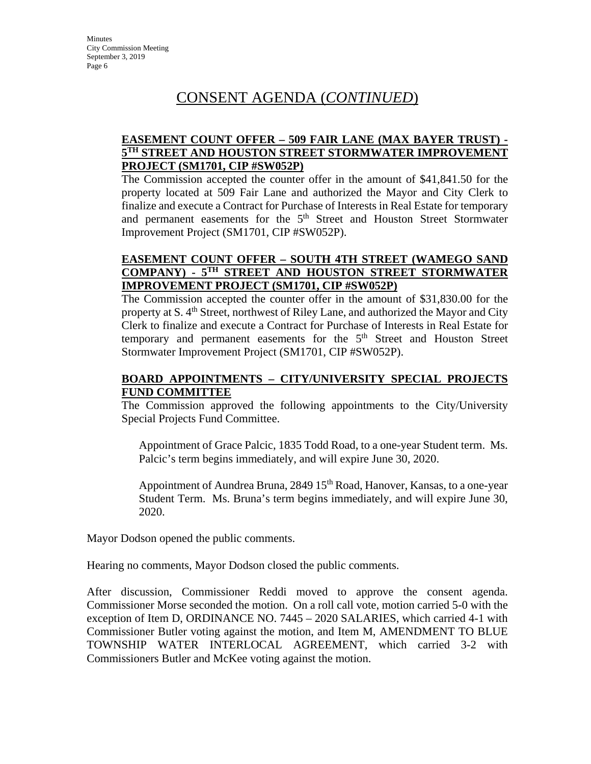# CONSENT AGENDA (*CONTINUED*)

**EASEMENT COUNT OFFER – 509 FAIR LANE (MAX BAYER TRUST) - 5TH STREET AND HOUSTON STREET STORMWATER IMPROVEMENT PROJECT (SM1701, CIP #SW052P)**

The Commission accepted the counter offer in the amount of $41,841.50 for the property located at 509 Fair Lane and authorized the Mayor and City Clerk to finalize and execute a Contract for Purchase of Interests in Real Estate for temporary and permanent easements for the 5th Street and Houston Street Stormwater Improvement Project (SM1701, CIP #SW052P).

**EASEMENT COUNT OFFER – SOUTH 4TH STREET (WAMEGO SAND COMPANY) - 5TH STREET AND HOUSTON STREET STORMWATER IMPROVEMENT PROJECT (SM1701, CIP #SW052P)**

The Commission accepted the counter offer in the amount of $31,830.00 for the property at S. 4th Street, northwest of Riley Lane, and authorized the Mayor and City Clerk to finalize and execute a Contract for Purchase of Interests in Real Estate for temporary and permanent easements for the 5th Street and Houston Street Stormwater Improvement Project (SM1701, CIP #SW052P).

**BOARD APPOINTMENTS – CITY/UNIVERSITY SPECIAL PROJECTS FUND COMMITTEE**

The Commission approved the following appointments to the City/University Special Projects Fund Committee.

Appointment of Grace Palcic, 1835 Todd Road, to a one-year Student term. Ms. Palcic's term begins immediately, and will expire June 30, 2020.

Appointment of Aundrea Bruna, 2849 15th Road, Hanover, Kansas, to a one-year Student Term. Ms. Bruna's term begins immediately, and will expire June 30, 2020.

Mayor Dodson opened the public comments.

Hearing no comments, Mayor Dodson closed the public comments.

After discussion, Commissioner Reddi moved to approve the consent agenda. Commissioner Morse seconded the motion. On a roll call vote, motion carried 5-0 with the exception of Item D, ORDINANCE NO. 7445 – 2020 SALARIES, which carried 4-1 with Commissioner Butler voting against the motion, and Item M, AMENDMENT TO BLUE TOWNSHIP WATER INTERLOCAL AGREEMENT, which carried 3-2 with Commissioners Butler and McKee voting against the motion.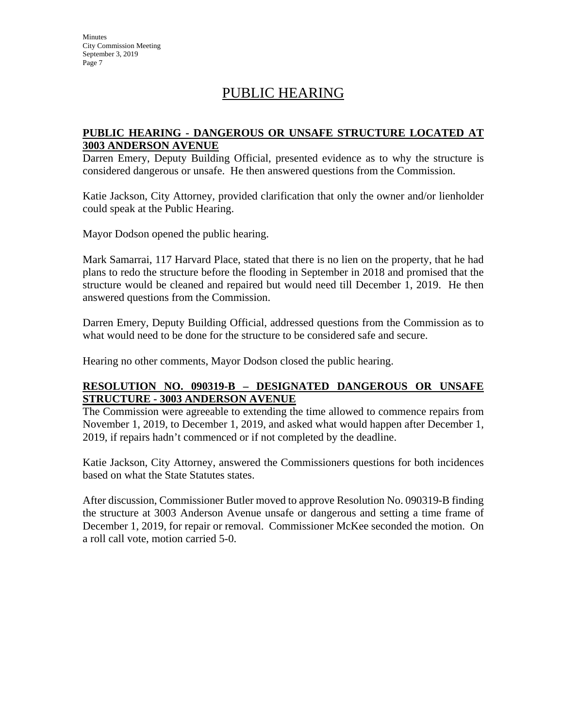# PUBLIC HEARING

**PUBLIC HEARING - DANGEROUS OR UNSAFE STRUCTURE LOCATED AT 3003 ANDERSON AVENUE**

Darren Emery, Deputy Building Official, presented evidence as to why the structure is considered dangerous or unsafe. He then answered questions from the Commission.

Katie Jackson, City Attorney, provided clarification that only the owner and/or lienholder could speak at the Public Hearing.

Mayor Dodson opened the public hearing.

Mark Samarrai, 117 Harvard Place, stated that there is no lien on the property, that he had plans to redo the structure before the flooding in September in 2018 and promised that the structure would be cleaned and repaired but would need till December 1, 2019. He then answered questions from the Commission.

Darren Emery, Deputy Building Official, addressed questions from the Commission as to what would need to be done for the structure to be considered safe and secure.

Hearing no other comments, Mayor Dodson closed the public hearing.

**RESOLUTION NO. 090319-B – DESIGNATED DANGEROUS OR UNSAFE STRUCTURE - 3003 ANDERSON AVENUE**

The Commission were agreeable to extending the time allowed to commence repairs from November 1, 2019, to December 1, 2019, and asked what would happen after December 1, 2019, if repairs hadn't commenced or if not completed by the deadline.

Katie Jackson, City Attorney, answered the Commissioners questions for both incidences based on what the State Statutes states.

After discussion, Commissioner Butler moved to approve Resolution No. 090319-B finding the structure at 3003 Anderson Avenue unsafe or dangerous and setting a time frame of December 1, 2019, for repair or removal. Commissioner McKee seconded the motion. On a roll call vote, motion carried 5-0.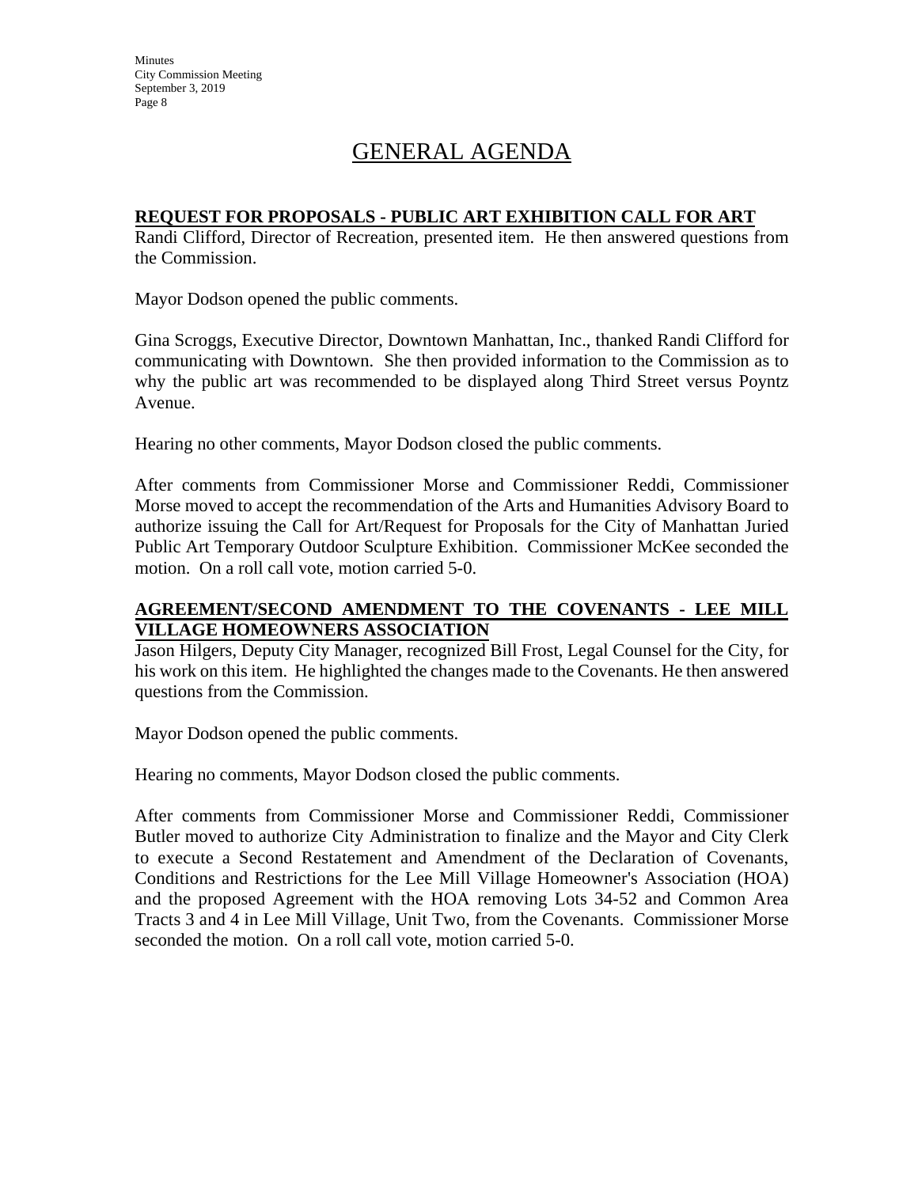# GENERAL AGENDA

**REQUEST FOR PROPOSALS - PUBLIC ART EXHIBITION CALL FOR ART**

Randi Clifford, Director of Recreation, presented item. He then answered questions from the Commission.

Mayor Dodson opened the public comments.

Gina Scroggs, Executive Director, Downtown Manhattan, Inc., thanked Randi Clifford for communicating with Downtown. She then provided information to the Commission as to why the public art was recommended to be displayed along Third Street versus Poyntz Avenue.

Hearing no other comments, Mayor Dodson closed the public comments.

After comments from Commissioner Morse and Commissioner Reddi, Commissioner Morse moved to accept the recommendation of the Arts and Humanities Advisory Board to authorize issuing the Call for Art/Request for Proposals for the City of Manhattan Juried Public Art Temporary Outdoor Sculpture Exhibition. Commissioner McKee seconded the motion. On a roll call vote, motion carried 5-0.

**AGREEMENT/SECOND AMENDMENT TO THE COVENANTS - LEE MILL VILLAGE HOMEOWNERS ASSOCIATION**

Jason Hilgers, Deputy City Manager, recognized Bill Frost, Legal Counsel for the City, for his work on this item. He highlighted the changes made to the Covenants. He then answered questions from the Commission.

Mayor Dodson opened the public comments.

Hearing no comments, Mayor Dodson closed the public comments.

After comments from Commissioner Morse and Commissioner Reddi, Commissioner Butler moved to authorize City Administration to finalize and the Mayor and City Clerk to execute a Second Restatement and Amendment of the Declaration of Covenants, Conditions and Restrictions for the Lee Mill Village Homeowner's Association (HOA) and the proposed Agreement with the HOA removing Lots 34-52 and Common Area Tracts 3 and 4 in Lee Mill Village, Unit Two, from the Covenants. Commissioner Morse seconded the motion. On a roll call vote, motion carried 5-0.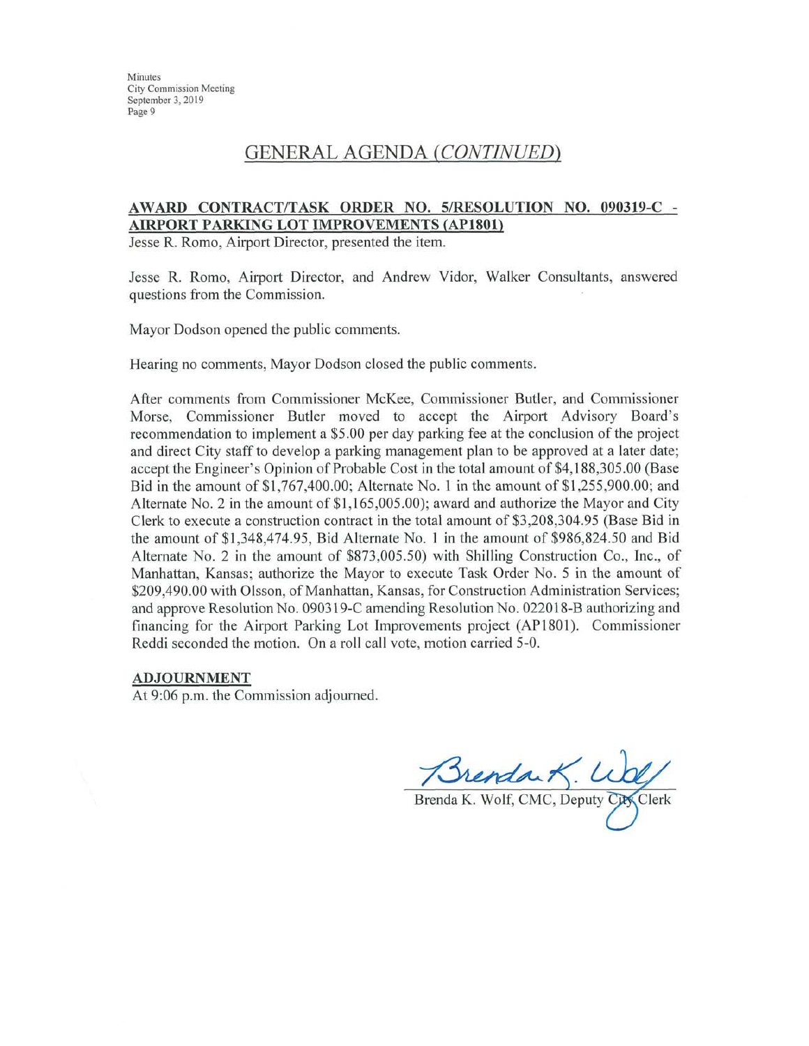## GENERAL AGENDA *(CONTINUED)*

### AWARD CONTRACT/TASK ORDER NO. 5/RESOLUTION NO. 090319-C - AIRPORT PARKING LOT IMPROVEMENTS (AP1801)

Jesse R. Romo, Airport Director, presented the item.

Jesse R. Romo, Airport Director, and Andrew Vidor, Walker Consultants, answered questions from the Commission.

Mayor Dodson opened the public comments.

Hearing no comments, Mayor Dodson closed the public comments.

After comments from Commissioner McKee, Commissioner Butler, and Commissioner Morse, Commissioner Butler moved to accept the Airport Advisory Board's recommendation to implement a $5.00 per day parking fee at the conclusion of the project and direct City staff to develop a parking management plan to be approved at a later date; accept the Engineer's Opinion of Probable Cost in the total amount of $4,188,305.00 (Base Bid in the amount of $1,767,400.00; Alternate No. 1 in the amount of $1,255,900.00; and Alternate No. 2 in the amount of $1,165,005.00); award and authorize the Mayor and City Clerk to execute a construction contract in the total amount of $3,208,304.95 (Base Bid in the amount of $1,348,474.95, Bid Alternate No. 1 in the amount of $986,824.50 and Bid Alternate No. 2 in the amount of $873,005.50) with Shilling Construction Co., Inc., of Manhattan, Kansas; authorize the Mayor to execute Task Order No. 5 in the amount of $209,490.00 with Olsson, of Manhattan, Kansas, for Construction Administration Services; and approve Resolution No. 090319-C amending Resolution No. 022018-B authorizing and financing for the Airport Parking Lot Improvements project (AP1801). Commissioner Reddi seconded the motion. On a roll call vote, motion carried 5-0.

### ADJOURNMENT

At 9:06 p.m. the Commission adjourned.

Brenda K. Wolf

Brenda K. Wolf, CMC, Deputy City Clerk